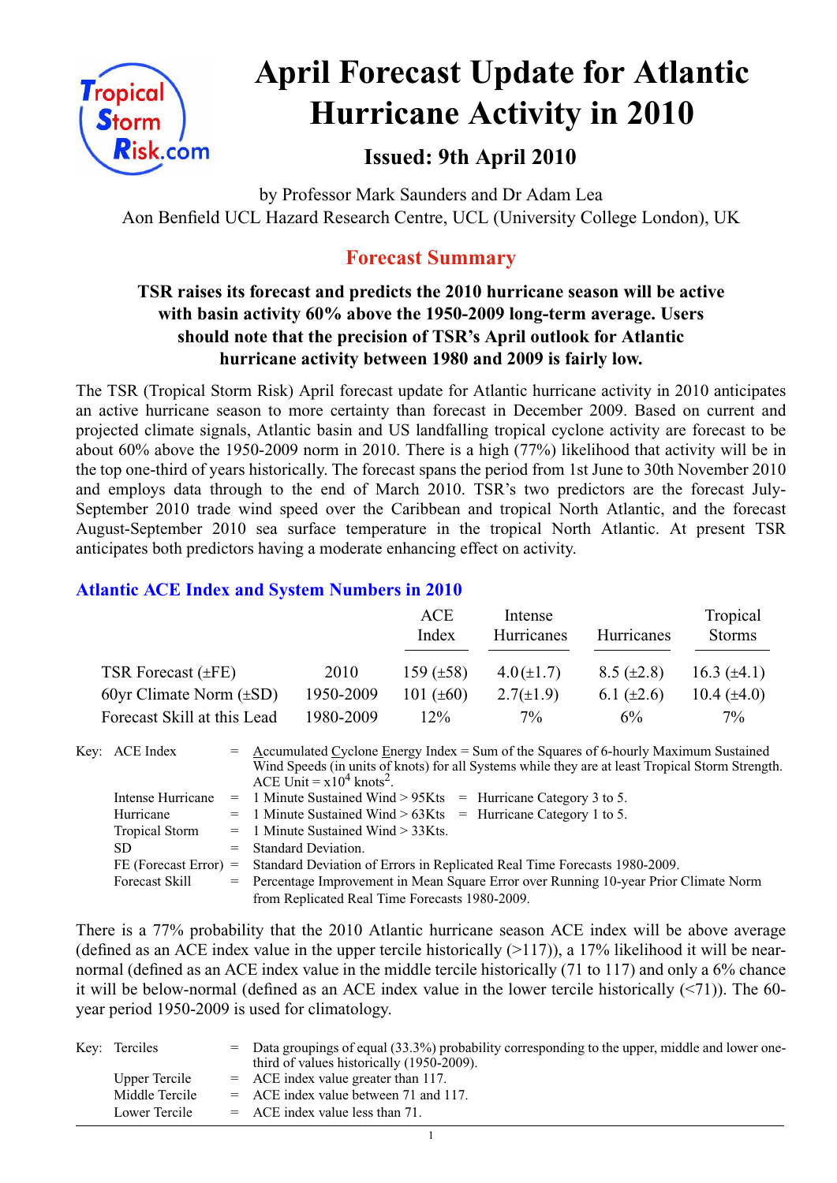# April Forecast Update for Atlantic Hurricane Activity in 2010

## Issued: 9th April 2010

by Professor Mark Saunders and Dr Adam Lea
Aon Benfield UCL Hazard Research Centre, UCL (University College London), UK

## Forecast Summary

**TSR raises its forecast and predicts the 2010 hurricane season will be active with basin activity 60% above the 1950-2009 long-term average. Users should note that the precision of TSR's April outlook for Atlantic hurricane activity between 1980 and 2009 is fairly low.**

The TSR (Tropical Storm Risk) April forecast update for Atlantic hurricane activity in 2010 anticipates an active hurricane season to more certainty than forecast in December 2009. Based on current and projected climate signals, Atlantic basin and US landfalling tropical cyclone activity are forecast to be about 60% above the 1950-2009 norm in 2010. There is a high (77%) likelihood that activity will be in the top one-third of years historically. The forecast spans the period from 1st June to 30th November 2010 and employs data through to the end of March 2010. TSR's two predictors are the forecast July-September 2010 trade wind speed over the Caribbean and tropical North Atlantic, and the forecast August-September 2010 sea surface temperature in the tropical North Atlantic. At present TSR anticipates both predictors having a moderate enhancing effect on activity.

### Atlantic ACE Index and System Numbers in 2010

| | | ACE Index | Intense Hurricanes | Hurricanes | Tropical Storms |
|---|---|---|---|---|---|
| TSR Forecast (±FE) | 2010 | 159 (±58) | 4.0(±1.7) | 8.5 (±2.8) | 16.3 (±4.1) |
| 60yr Climate Norm (±SD) | 1950-2009 | 101 (±60) | 2.7(±1.9) | 6.1 (±2.6) | 10.4 (±4.0) |
| Forecast Skill at this Lead | 1980-2009 | 12% | 7% | 6% | 7% |

Key:
- ACE Index = Accumulated Cyclone Energy Index = Sum of the Squares of 6-hourly Maximum Sustained Wind Speeds (in units of knots) for all Systems while they are at least Tropical Storm Strength. ACE Unit = $x10^4$ knots$^2$.
- Intense Hurricane = 1 Minute Sustained Wind > 95Kts = Hurricane Category 3 to 5.
- Hurricane = 1 Minute Sustained Wind > 63Kts = Hurricane Category 1 to 5.
- Tropical Storm = 1 Minute Sustained Wind > 33Kts.
- SD = Standard Deviation.
- FE (Forecast Error) = Standard Deviation of Errors in Replicated Real Time Forecasts 1980-2009.
- Forecast Skill = Percentage Improvement in Mean Square Error over Running 10-year Prior Climate Norm from Replicated Real Time Forecasts 1980-2009.

There is a 77% probability that the 2010 Atlantic hurricane season ACE index will be above average (defined as an ACE index value in the upper tercile historically (>117)), a 17% likelihood it will be near-normal (defined as an ACE index value in the middle tercile historically (71 to 117) and only a 6% chance it will be below-normal (defined as an ACE index value in the lower tercile historically (<71)). The 60-year period 1950-2009 is used for climatology.

Key:
- Terciles = Data groupings of equal (33.3%) probability corresponding to the upper, middle and lower one-third of values historically (1950-2009).
- Upper Tercile = ACE index value greater than 117.
- Middle Tercile = ACE index value between 71 and 117.
- Lower Tercile = ACE index value less than 71.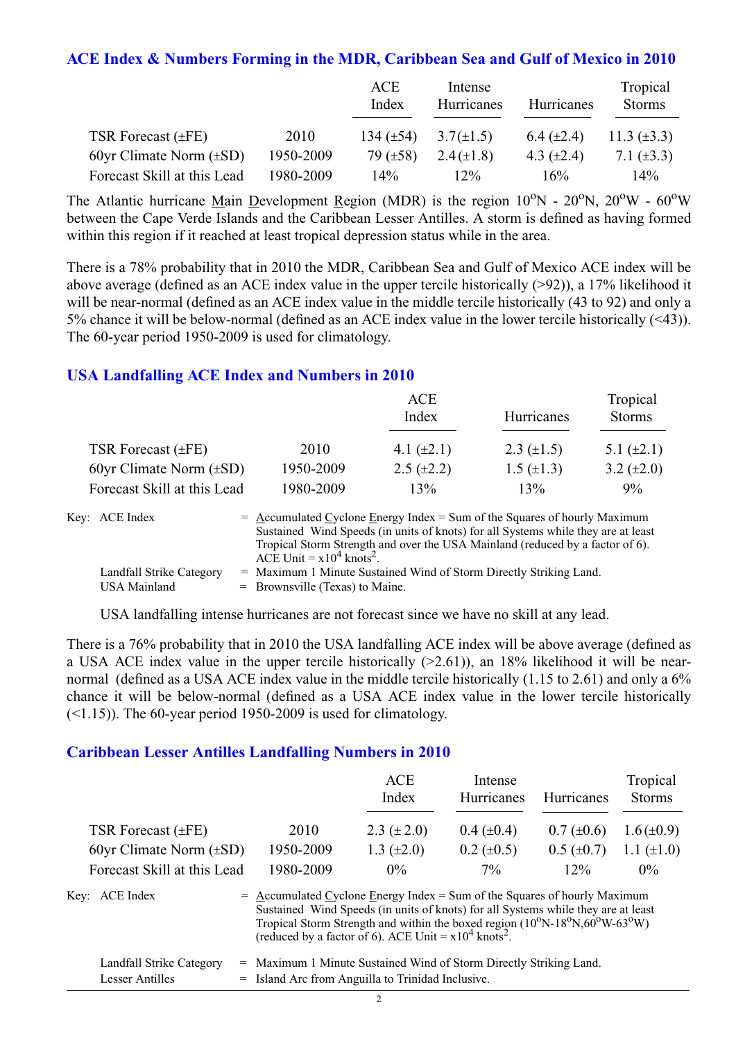## ACE Index & Numbers Forming in the MDR, Caribbean Sea and Gulf of Mexico in 2010

| | | ACE Index | Intense Hurricanes | Hurricanes | Tropical Storms |
|---|---|---|---|---|---|
| TSR Forecast (±FE) | 2010 | 134 (±54) | 3.7(±1.5) | 6.4 (±2.4) | 11.3 (±3.3) |
| 60yr Climate Norm (±SD) | 1950-2009 | 79 (±58) | 2.4(±1.8) | 4.3 (±2.4) | 7.1 (±3.3) |
| Forecast Skill at this Lead | 1980-2009 | 14% | 12% | 16% | 14% |

The Atlantic hurricane Main Development Region (MDR) is the region 10°N - 20°N, 20°W - 60°W between the Cape Verde Islands and the Caribbean Lesser Antilles. A storm is defined as having formed within this region if it reached at least tropical depression status while in the area.

There is a 78% probability that in 2010 the MDR, Caribbean Sea and Gulf of Mexico ACE index will be above average (defined as an ACE index value in the upper tercile historically (>92)), a 17% likelihood it will be near-normal (defined as an ACE index value in the middle tercile historically (43 to 92) and only a 5% chance it will be below-normal (defined as an ACE index value in the lower tercile historically (<43)). The 60-year period 1950-2009 is used for climatology.

## USA Landfalling ACE Index and Numbers in 2010

| | | ACE Index | Hurricanes | Tropical Storms |
|---|---|---|---|---|
| TSR Forecast (±FE) | 2010 | 4.1 (±2.1) | 2.3 (±1.5) | 5.1 (±2.1) |
| 60yr Climate Norm (±SD) | 1950-2009 | 2.5 (±2.2) | 1.5 (±1.3) | 3.2 (±2.0) |
| Forecast Skill at this Lead | 1980-2009 | 13% | 13% | 9% |

Key: ACE Index = Accumulated Cyclone Energy Index = Sum of the Squares of hourly Maximum Sustained Wind Speeds (in units of knots) for all Systems while they are at least Tropical Storm Strength and over the USA Mainland (reduced by a factor of 6). ACE Unit = $x10^4$ knots$^2$.

Landfall Strike Category = Maximum 1 Minute Sustained Wind of Storm Directly Striking Land.

USA Mainland = Brownsville (Texas) to Maine.

USA landfalling intense hurricanes are not forecast since we have no skill at any lead.

There is a 76% probability that in 2010 the USA landfalling ACE index will be above average (defined as a USA ACE index value in the upper tercile historically (>2.61)), an 18% likelihood it will be near-normal (defined as a USA ACE index value in the middle tercile historically (1.15 to 2.61) and only a 6% chance it will be below-normal (defined as a USA ACE index value in the lower tercile historically (<1.15)). The 60-year period 1950-2009 is used for climatology.

## Caribbean Lesser Antilles Landfalling Numbers in 2010

| | | ACE Index | Intense Hurricanes | Hurricanes | Tropical Storms |
|---|---|---|---|---|---|
| TSR Forecast (±FE) | 2010 | 2.3 (± 2.0) | 0.4 (±0.4) | 0.7 (±0.6) | 1.6 (±0.9) |
| 60yr Climate Norm (±SD) | 1950-2009 | 1.3 (±2.0) | 0.2 (±0.5) | 0.5 (±0.7) | 1.1 (±1.0) |
| Forecast Skill at this Lead | 1980-2009 | 0% | 7% | 12% | 0% |

Key: ACE Index = Accumulated Cyclone Energy Index = Sum of the Squares of hourly Maximum Sustained Wind Speeds (in units of knots) for all Systems while they are at least Tropical Storm Strength and within the boxed region (10°N-18°N, 60°W-63°W) (reduced by a factor of 6). ACE Unit = $x10^4$ knots$^2$.

Landfall Strike Category = Maximum 1 Minute Sustained Wind of Storm Directly Striking Land.

Lesser Antilles = Island Arc from Anguilla to Trinidad Inclusive.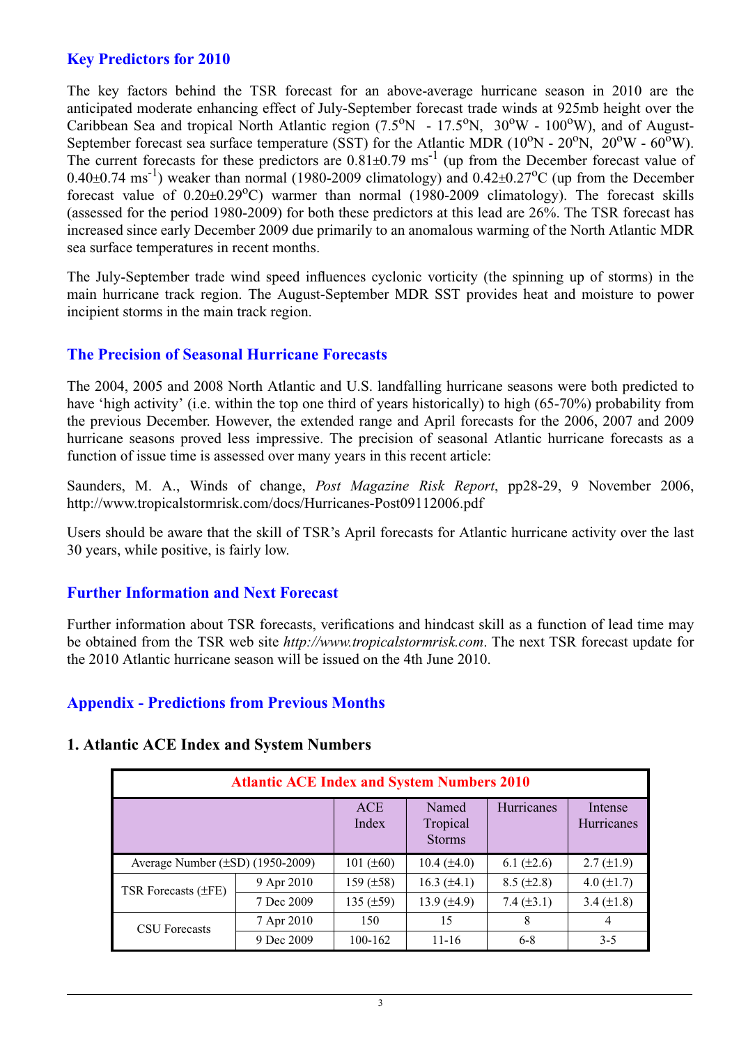## Key Predictors for 2010

The key factors behind the TSR forecast for an above-average hurricane season in 2010 are the anticipated moderate enhancing effect of July-September forecast trade winds at 925mb height over the Caribbean Sea and tropical North Atlantic region ($7.5^{o}$N - $17.5^{o}$N, $30^{o}$W - $100^{o}$W), and of August-September forecast sea surface temperature (SST) for the Atlantic MDR ($10^{o}$N - $20^{o}$N, $20^{o}$W - $60^{o}$W). The current forecasts for these predictors are $0.81\pm0.79$ $ms^{-1}$ (up from the December forecast value of $0.40\pm0.74$ $ms^{-1}$) weaker than normal (1980-2009 climatology) and $0.42\pm0.27^{o}$C (up from the December forecast value of $0.20\pm0.29^{o}$C) warmer than normal (1980-2009 climatology). The forecast skills (assessed for the period 1980-2009) for both these predictors at this lead are 26%. The TSR forecast has increased since early December 2009 due primarily to an anomalous warming of the North Atlantic MDR sea surface temperatures in recent months.

The July-September trade wind speed influences cyclonic vorticity (the spinning up of storms) in the main hurricane track region. The August-September MDR SST provides heat and moisture to power incipient storms in the main track region.

## The Precision of Seasonal Hurricane Forecasts

The 2004, 2005 and 2008 North Atlantic and U.S. landfalling hurricane seasons were both predicted to have 'high activity' (i.e. within the top one third of years historically) to high (65-70%) probability from the previous December. However, the extended range and April forecasts for the 2006, 2007 and 2009 hurricane seasons proved less impressive. The precision of seasonal Atlantic hurricane forecasts as a function of issue time is assessed over many years in this recent article:

Saunders, M. A., Winds of change, *Post Magazine Risk Report*, pp28-29, 9 November 2006, http://www.tropicalstormrisk.com/docs/Hurricanes-Post09112006.pdf

Users should be aware that the skill of TSR's April forecasts for Atlantic hurricane activity over the last 30 years, while positive, is fairly low.

## Further Information and Next Forecast

Further information about TSR forecasts, verifications and hindcast skill as a function of lead time may be obtained from the TSR web site *http://www.tropicalstormrisk.com*. The next TSR forecast update for the 2010 Atlantic hurricane season will be issued on the 4th June 2010.

## Appendix - Predictions from Previous Months

### 1. Atlantic ACE Index and System Numbers

| Atlantic ACE Index and System Numbers 2010 | | | | | |
|---|---|---|---|---|---|
| | | ACE Index | Named Tropical Storms | Hurricanes | Intense Hurricanes |
| Average Number (±SD) (1950-2009) | | 101 (±60) | 10.4 (±4.0) | 6.1 (±2.6) | 2.7 (±1.9) |
| TSR Forecasts (±FE) | 9 Apr 2010 | 159 (±58) | 16.3 (±4.1) | 8.5 (±2.8) | 4.0 (±1.7) |
| | 7 Dec 2009 | 135 (±59) | 13.9 (±4.9) | 7.4 (±3.1) | 3.4 (±1.8) |
| CSU Forecasts | 7 Apr 2010 | 150 | 15 | 8 | 4 |
| | 9 Dec 2009 | 100-162 | 11-16 | 6-8 | 3-5 |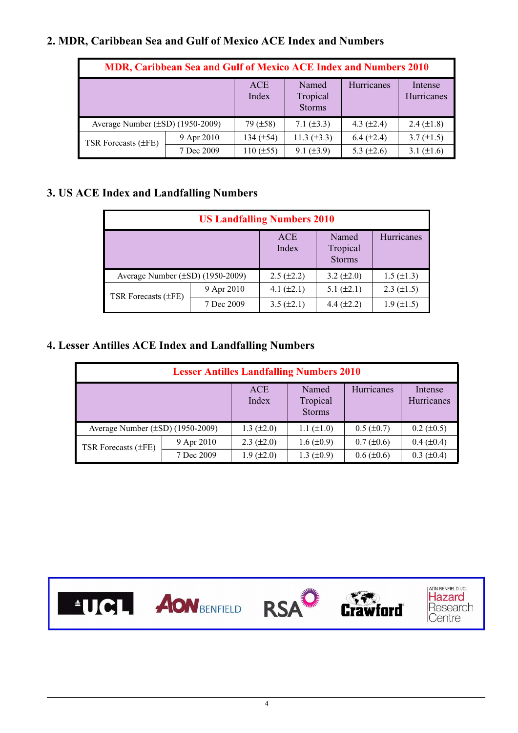## 2. MDR, Caribbean Sea and Gulf of Mexico ACE Index and Numbers

| MDR, Caribbean Sea and Gulf of Mexico ACE Index and Numbers 2010 | | | | | |
|---|---|---|---|---|---|
| | | ACE Index | Named Tropical Storms | Hurricanes | Intense Hurricanes |
| Average Number (±SD) (1950-2009) | | 79 (±58) | 7.1 (±3.3) | 4.3 (±2.4) | 2.4 (±1.8) |
| TSR Forecasts (±FE) | 9 Apr 2010 | 134 (±54) | 11.3 (±3.3) | 6.4 (±2.4) | 3.7 (±1.5) |
| | 7 Dec 2009 | 110 (±55) | 9.1 (±3.9) | 5.3 (±2.6) | 3.1 (±1.6) |

## 3. US ACE Index and Landfalling Numbers

| US Landfalling Numbers 2010 | | | | |
|---|---|---|---|---|
| | | ACE Index | Named Tropical Storms | Hurricanes |
| Average Number (±SD) (1950-2009) | | 2.5 (±2.2) | 3.2 (±2.0) | 1.5 (±1.3) |
| TSR Forecasts (±FE) | 9 Apr 2010 | 4.1 (±2.1) | 5.1 (±2.1) | 2.3 (±1.5) |
| | 7 Dec 2009 | 3.5 (±2.1) | 4.4 (±2.2) | 1.9 (±1.5) |

## 4. Lesser Antilles ACE Index and Landfalling Numbers

| Lesser Antilles Landfalling Numbers 2010 | | | | | |
|---|---|---|---|---|---|
| | | ACE Index | Named Tropical Storms | Hurricanes | Intense Hurricanes |
| Average Number (±SD) (1950-2009) | | 1.3 (±2.0) | 1.1 (±1.0) | 0.5 (±0.7) | 0.2 (±0.5) |
| TSR Forecasts (±FE) | 9 Apr 2010 | 2.3 (±2.0) | 1.6 (±0.9) | 0.7 (±0.6) | 0.4 (±0.4) |
| | 7 Dec 2009 | 1.9 (±2.0) | 1.3 (±0.9) | 0.6 (±0.6) | 0.3 (±0.4) |

UCL AON BENFIELD RSA Crawford AON BENFIELD UCL Hazard Research Centre